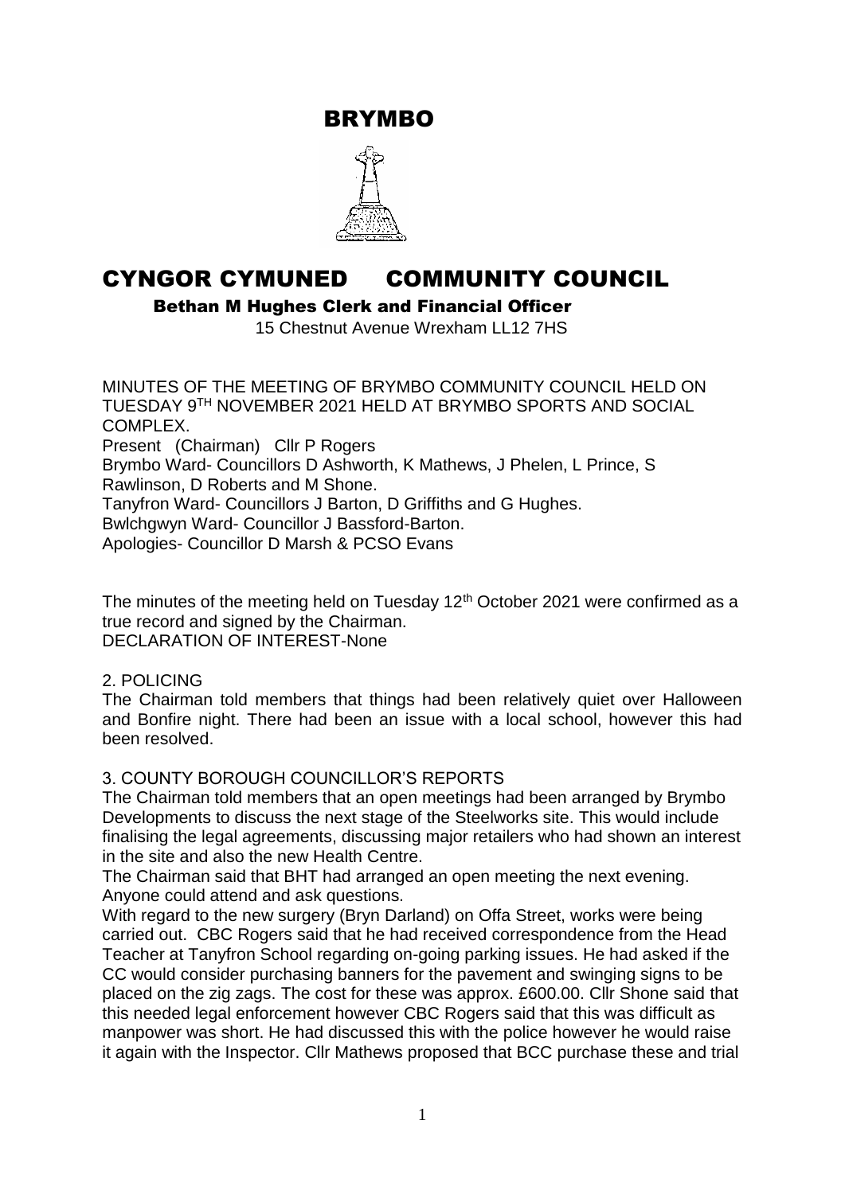# BRYMBO

# CYNGOR CYMUNED COMMUNITY COUNCIL

**Bethan M Hughes Clerk and Financial Officer**

15 Chestnut Avenue Wrexham LL12 7HS

MINUTES OF THE MEETING OF BRYMBO COMMUNITY COUNCIL HELD ON TUESDAY 9TH NOVEMBER 2021 HELD AT BRYMBO SPORTS AND SOCIAL COMPLEX.

Present (Chairman) Cllr P Rogers

Brymbo Ward- Councillors D Ashworth, K Mathews, J Phelen, L Prince, S Rawlinson, D Roberts and M Shone.

Tanyfron Ward- Councillors J Barton, D Griffiths and G Hughes.

Bwlchgwyn Ward- Councillor J Bassford-Barton.

Apologies- Councillor D Marsh & PCSO Evans

The minutes of the meeting held on Tuesday 12th October 2021 were confirmed as a true record and signed by the Chairman.

DECLARATION OF INTEREST-None

2. POLICING

The Chairman told members that things had been relatively quiet over Halloween and Bonfire night. There had been an issue with a local school, however this had been resolved.

3. COUNTY BOROUGH COUNCILLOR'S REPORTS

The Chairman told members that an open meetings had been arranged by Brymbo Developments to discuss the next stage of the Steelworks site. This would include finalising the legal agreements, discussing major retailers who had shown an interest in the site and also the new Health Centre.

The Chairman said that BHT had arranged an open meeting the next evening. Anyone could attend and ask questions.

With regard to the new surgery (Bryn Darland) on Offa Street, works were being carried out. CBC Rogers said that he had received correspondence from the Head Teacher at Tanyfron School regarding on-going parking issues. He had asked if the CC would consider purchasing banners for the pavement and swinging signs to be placed on the zig zags. The cost for these was approx. £600.00. Cllr Shone said that this needed legal enforcement however CBC Rogers said that this was difficult as manpower was short. He had discussed this with the police however he would raise it again with the Inspector. Cllr Mathews proposed that BCC purchase these and trial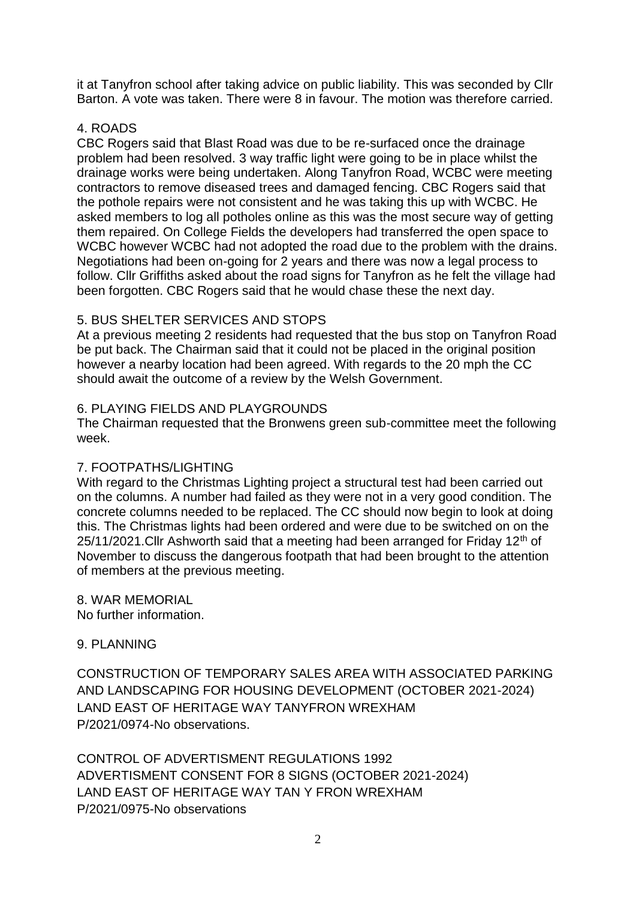it at Tanyfron school after taking advice on public liability. This was seconded by Cllr Barton. A vote was taken. There were 8 in favour. The motion was therefore carried.

## 4. ROADS

CBC Rogers said that Blast Road was due to be re-surfaced once the drainage problem had been resolved. 3 way traffic light were going to be in place whilst the drainage works were being undertaken. Along Tanyfron Road, WCBC were meeting contractors to remove diseased trees and damaged fencing. CBC Rogers said that the pothole repairs were not consistent and he was taking this up with WCBC. He asked members to log all potholes online as this was the most secure way of getting them repaired. On College Fields the developers had transferred the open space to WCBC however WCBC had not adopted the road due to the problem with the drains. Negotiations had been on-going for 2 years and there was now a legal process to follow. Cllr Griffiths asked about the road signs for Tanyfron as he felt the village had been forgotten. CBC Rogers said that he would chase these the next day.

## 5. BUS SHELTER SERVICES AND STOPS

At a previous meeting 2 residents had requested that the bus stop on Tanyfron Road be put back. The Chairman said that it could not be placed in the original position however a nearby location had been agreed. With regards to the 20 mph the CC should await the outcome of a review by the Welsh Government.

## 6. PLAYING FIELDS AND PLAYGROUNDS

The Chairman requested that the Bronwens green sub-committee meet the following week.

## 7. FOOTPATHS/LIGHTING

With regard to the Christmas Lighting project a structural test had been carried out on the columns. A number had failed as they were not in a very good condition. The concrete columns needed to be replaced. The CC should now begin to look at doing this. The Christmas lights had been ordered and were due to be switched on on the 25/11/2021.Cllr Ashworth said that a meeting had been arranged for Friday 12th of November to discuss the dangerous footpath that had been brought to the attention of members at the previous meeting.

## 8. WAR MEMORIAL

No further information.

## 9. PLANNING

CONSTRUCTION OF TEMPORARY SALES AREA WITH ASSOCIATED PARKING AND LANDSCAPING FOR HOUSING DEVELOPMENT (OCTOBER 2021-2024)
LAND EAST OF HERITAGE WAY TANYFRON WREXHAM
P/2021/0974-No observations.

CONTROL OF ADVERTISMENT REGULATIONS 1992
ADVERTISMENT CONSENT FOR 8 SIGNS (OCTOBER 2021-2024)
LAND EAST OF HERITAGE WAY TAN Y FRON WREXHAM
P/2021/0975-No observations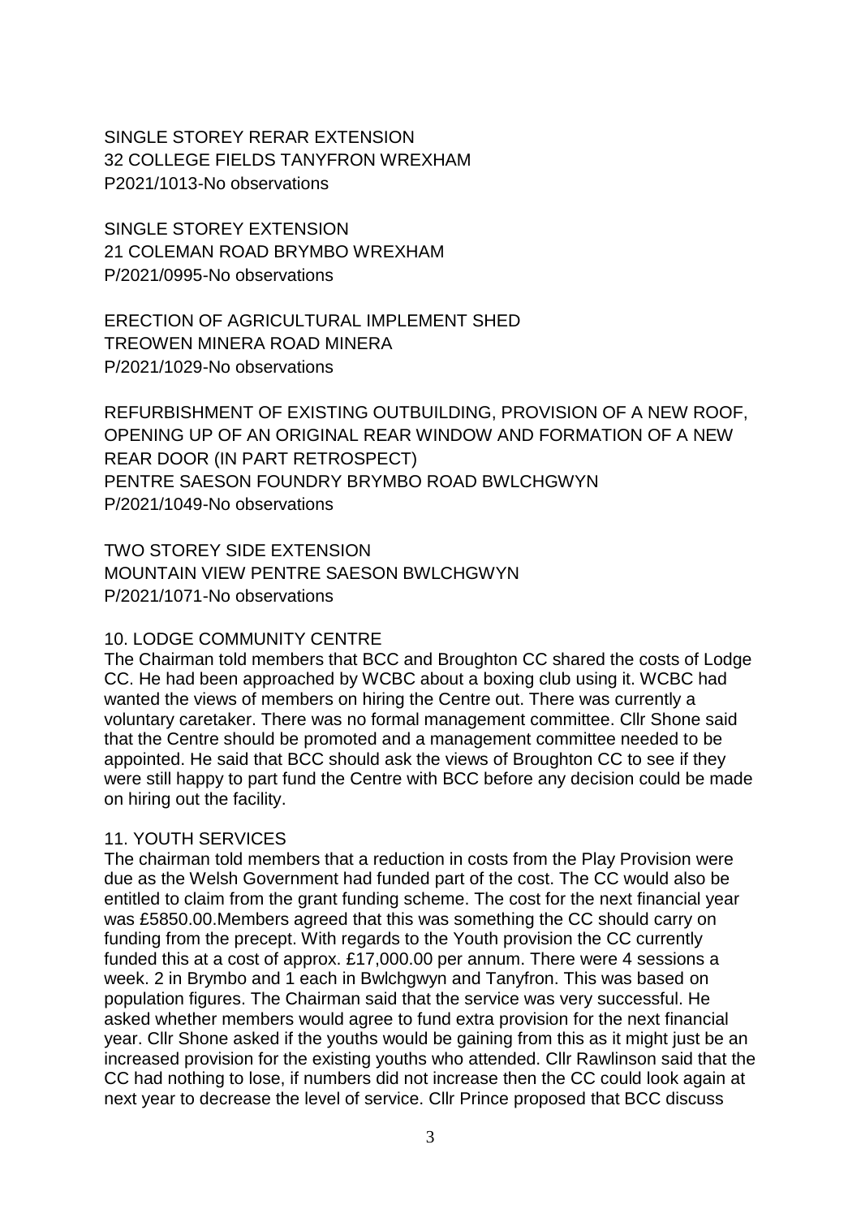SINGLE STOREY RERAR EXTENSION
32 COLLEGE FIELDS TANYFRON WREXHAM
P2021/1013-No observations

SINGLE STOREY EXTENSION
21 COLEMAN ROAD BRYMBO WREXHAM
P/2021/0995-No observations

ERECTION OF AGRICULTURAL IMPLEMENT SHED
TREOWEN MINERA ROAD MINERA
P/2021/1029-No observations

REFURBISHMENT OF EXISTING OUTBUILDING, PROVISION OF A NEW ROOF, OPENING UP OF AN ORIGINAL REAR WINDOW AND FORMATION OF A NEW REAR DOOR (IN PART RETROSPECT)
PENTRE SAESON FOUNDRY BRYMBO ROAD BWLCHGWYN
P/2021/1049-No observations

TWO STOREY SIDE EXTENSION
MOUNTAIN VIEW PENTRE SAESON BWLCHGWYN
P/2021/1071-No observations

## 10. LODGE COMMUNITY CENTRE

The Chairman told members that BCC and Broughton CC shared the costs of Lodge CC. He had been approached by WCBC about a boxing club using it. WCBC had wanted the views of members on hiring the Centre out. There was currently a voluntary caretaker. There was no formal management committee. Cllr Shone said that the Centre should be promoted and a management committee needed to be appointed. He said that BCC should ask the views of Broughton CC to see if they were still happy to part fund the Centre with BCC before any decision could be made on hiring out the facility.

## 11. YOUTH SERVICES

The chairman told members that a reduction in costs from the Play Provision were due as the Welsh Government had funded part of the cost. The CC would also be entitled to claim from the grant funding scheme. The cost for the next financial year was £5850.00.Members agreed that this was something the CC should carry on funding from the precept. With regards to the Youth provision the CC currently funded this at a cost of approx. £17,000.00 per annum. There were 4 sessions a week. 2 in Brymbo and 1 each in Bwlchgwyn and Tanyfron. This was based on population figures. The Chairman said that the service was very successful. He asked whether members would agree to fund extra provision for the next financial year. Cllr Shone asked if the youths would be gaining from this as it might just be an increased provision for the existing youths who attended. Cllr Rawlinson said that the CC had nothing to lose, if numbers did not increase then the CC could look again at next year to decrease the level of service. Cllr Prince proposed that BCC discuss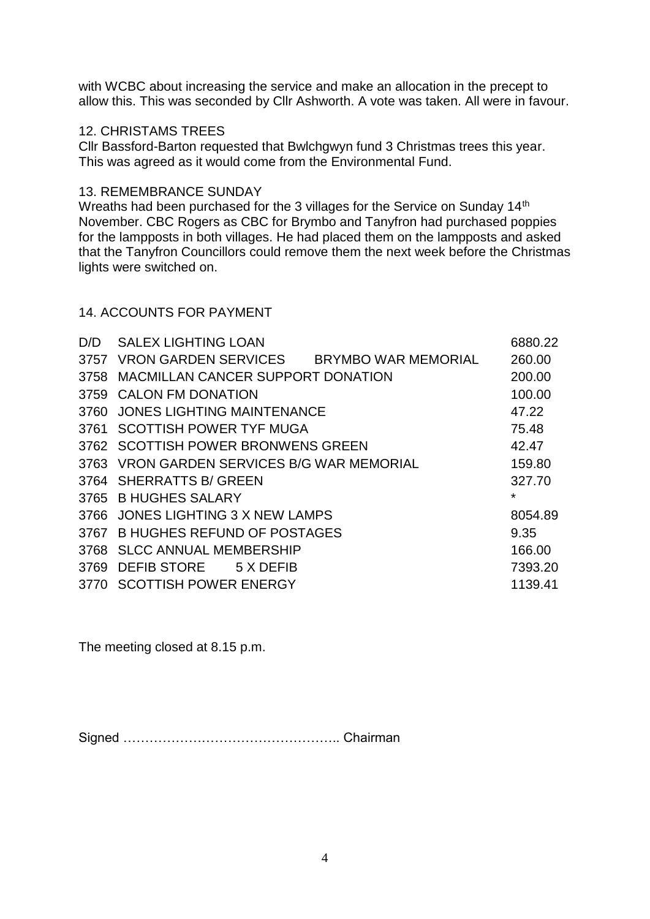with WCBC about increasing the service and make an allocation in the precept to allow this. This was seconded by Cllr Ashworth. A vote was taken. All were in favour.

12. CHRISTAMS TREES

Cllr Bassford-Barton requested that Bwlchgwyn fund 3 Christmas trees this year. This was agreed as it would come from the Environmental Fund.

13. REMEMBRANCE SUNDAY

Wreaths had been purchased for the 3 villages for the Service on Sunday 14th November. CBC Rogers as CBC for Brymbo and Tanyfron had purchased poppies for the lampposts in both villages. He had placed them on the lampposts and asked that the Tanyfron Councillors could remove them the next week before the Christmas lights were switched on.

14. ACCOUNTS FOR PAYMENT

| | | |
|---|---|---|
| D/D | SALEX LIGHTING LOAN | 6880.22 |
| 3757 | VRON GARDEN SERVICES BRYMBO WAR MEMORIAL | 260.00 |
| 3758 | MACMILLAN CANCER SUPPORT DONATION | 200.00 |
| 3759 | CALON FM DONATION | 100.00 |
| 3760 | JONES LIGHTING MAINTENANCE | 47.22 |
| 3761 | SCOTTISH POWER TYF MUGA | 75.48 |
| 3762 | SCOTTISH POWER BRONWENS GREEN | 42.47 |
| 3763 | VRON GARDEN SERVICES B/G WAR MEMORIAL | 159.80 |
| 3764 | SHERRATTS B/ GREEN | 327.70 |
| 3765 | B HUGHES SALARY | * |
| 3766 | JONES LIGHTING 3 X NEW LAMPS | 8054.89 |
| 3767 | B HUGHES REFUND OF POSTAGES | 9.35 |
| 3768 | SLCC ANNUAL MEMBERSHIP | 166.00 |
| 3769 | DEFIB STORE 5 X DEFIB | 7393.20 |
| 3770 | SCOTTISH POWER ENERGY | 1139.41 |

The meeting closed at 8.15 p.m.

Signed ………………………………………….. Chairman